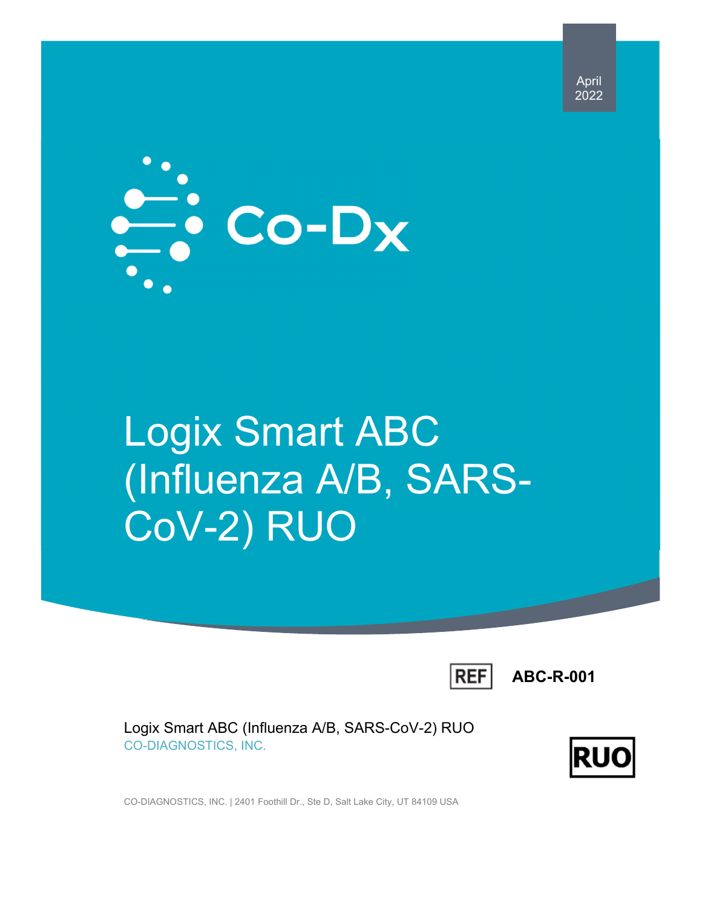April 2022

Co-Dx

# Logix Smart ABC (Influenza A/B, SARS-CoV-2) RUO

REF **ABC-R-001**

Logix Smart ABC (Influenza A/B, SARS-CoV-2) RUO

CO-DIAGNOSTICS, INC.

RUO

CO-DIAGNOSTICS, INC. | 2401 Foothill Dr., Ste D, Salt Lake City, UT 84109 USA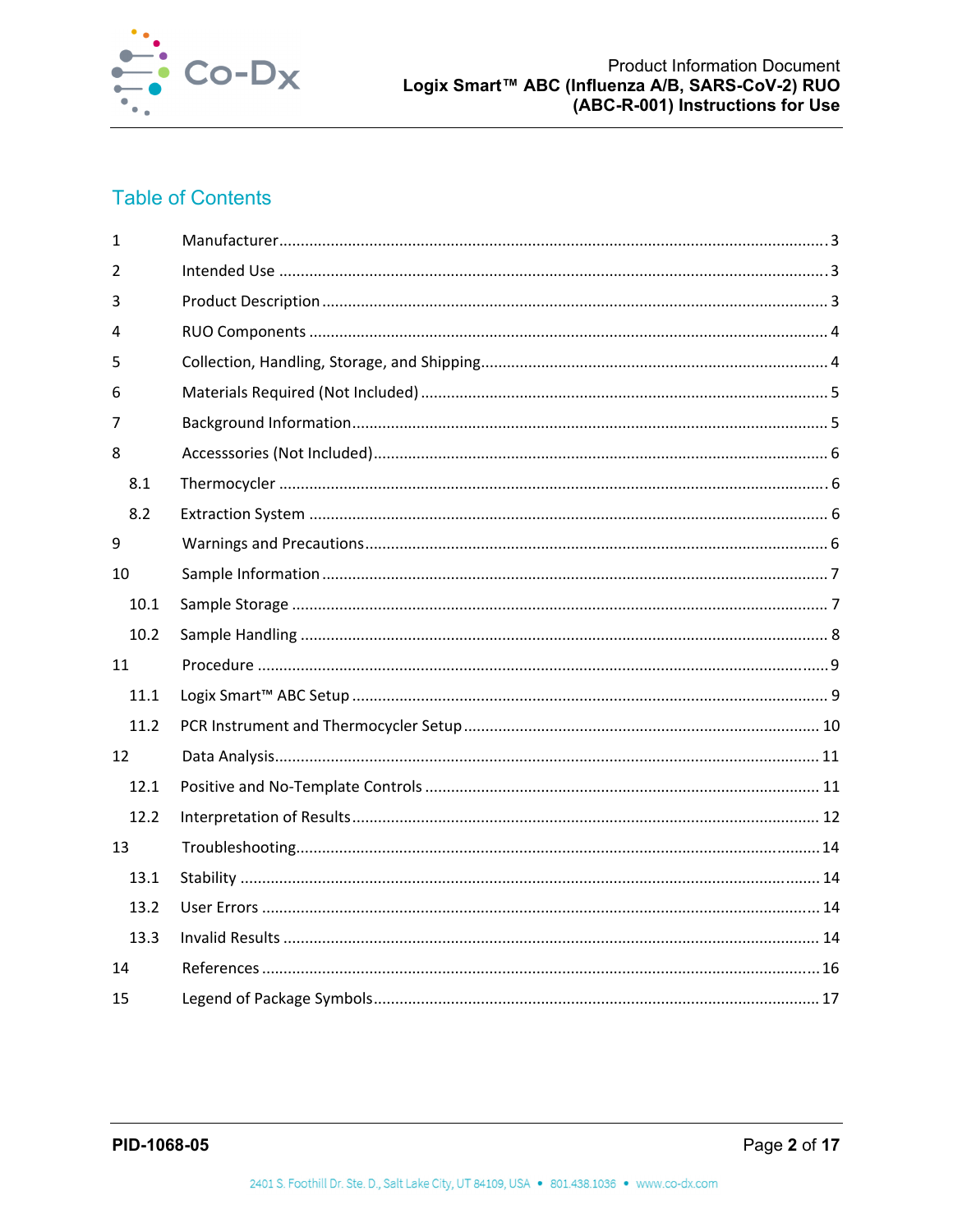## Table of Contents

1 Manufacturer ..... 3

2 Intended Use ..... 3

3 Product Description ..... 3

4 RUO Components ..... 4

5 Collection, Handling, Storage, and Shipping ..... 4

6 Materials Required (Not Included) ..... 5

7 Background Information ..... 5

8 Accesssories (Not Included) ..... 6

- 8.1 Thermocycler ..... 6
- 8.2 Extraction System ..... 6

9 Warnings and Precautions ..... 6

10 Sample Information ..... 7

- 10.1 Sample Storage ..... 7
- 10.2 Sample Handling ..... 8

11 Procedure ..... 9

- 11.1 Logix Smart™ ABC Setup ..... 9
- 11.2 PCR Instrument and Thermocycler Setup ..... 10

12 Data Analysis ..... 11

- 12.1 Positive and No-Template Controls ..... 11
- 12.2 Interpretation of Results ..... 12

13 Troubleshooting ..... 14

- 13.1 Stability ..... 14
- 13.2 User Errors ..... 14
- 13.3 Invalid Results ..... 14

14 References ..... 16

15 Legend of Package Symbols ..... 17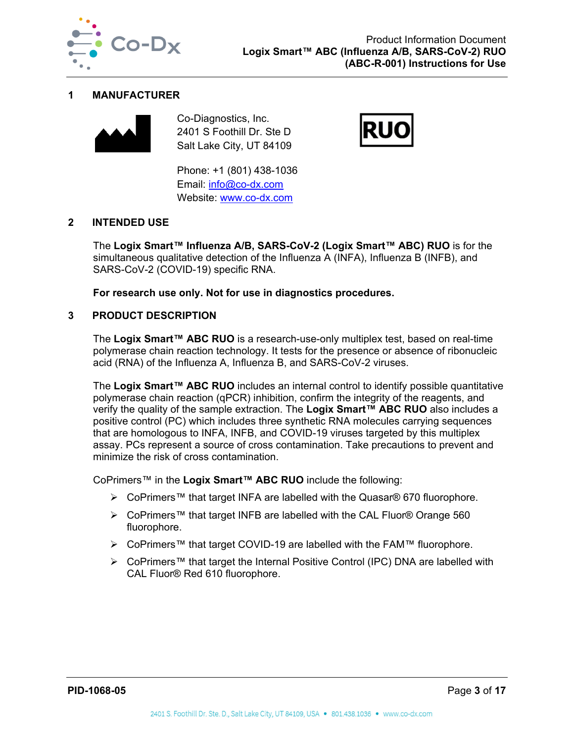## 1 MANUFACTURER

Co-Diagnostics, Inc.
2401 S Foothill Dr. Ste D
Salt Lake City, UT 84109

Phone: +1 (801) 438-1036
Email: info@co-dx.com
Website: www.co-dx.com

RUO

## 2 INTENDED USE

The **Logix Smart™ Influenza A/B, SARS-CoV-2 (Logix Smart™ ABC) RUO** is for the simultaneous qualitative detection of the Influenza A (INFA), Influenza B (INFB), and SARS-CoV-2 (COVID-19) specific RNA.

**For research use only. Not for use in diagnostics procedures.**

## 3 PRODUCT DESCRIPTION

The **Logix Smart™ ABC RUO** is a research-use-only multiplex test, based on real-time polymerase chain reaction technology. It tests for the presence or absence of ribonucleic acid (RNA) of the Influenza A, Influenza B, and SARS-CoV-2 viruses.

The **Logix Smart™ ABC RUO** includes an internal control to identify possible quantitative polymerase chain reaction (qPCR) inhibition, confirm the integrity of the reagents, and verify the quality of the sample extraction. The **Logix Smart™ ABC RUO** also includes a positive control (PC) which includes three synthetic RNA molecules carrying sequences that are homologous to INFA, INFB, and COVID-19 viruses targeted by this multiplex assay. PCs represent a source of cross contamination. Take precautions to prevent and minimize the risk of cross contamination.

CoPrimers™ in the **Logix Smart™ ABC RUO** include the following:

- CoPrimers™ that target INFA are labelled with the Quasar® 670 fluorophore.
- CoPrimers™ that target INFB are labelled with the CAL Fluor® Orange 560 fluorophore.
- CoPrimers™ that target COVID-19 are labelled with the FAM™ fluorophore.
- CoPrimers™ that target the Internal Positive Control (IPC) DNA are labelled with CAL Fluor® Red 610 fluorophore.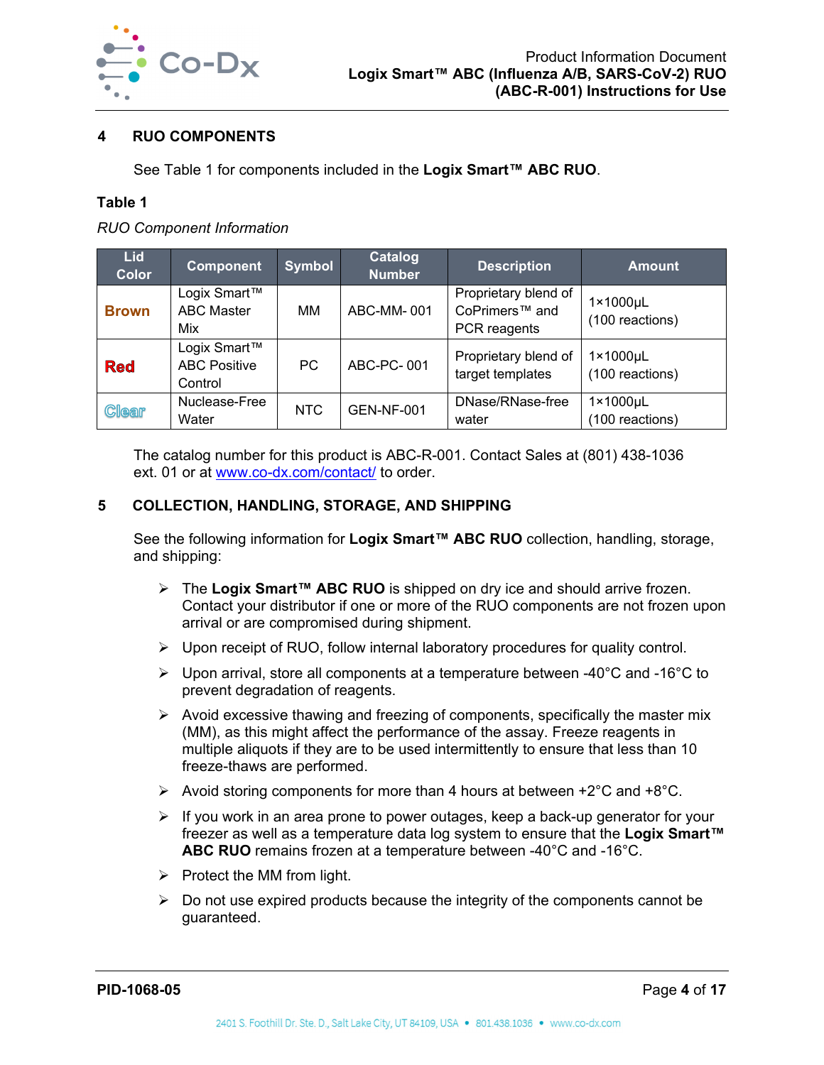## 4 RUO COMPONENTS

See Table 1 for components included in the **Logix Smart™ ABC RUO**.

**Table 1**

*RUO Component Information*

| Lid Color | Component | Symbol | Catalog Number | Description | Amount |
|---|---|---|---|---|---|
| **Brown** | Logix Smart™ ABC Master Mix | MM | ABC-MM- 001 | Proprietary blend of CoPrimers™ and PCR reagents | 1×1000µL (100 reactions) |
| **Red** | Logix Smart™ ABC Positive Control | PC | ABC-PC- 001 | Proprietary blend of target templates | 1×1000µL (100 reactions) |
| **Clear** | Nuclease-Free Water | NTC | GEN-NF-001 | DNase/RNase-free water | 1×1000µL (100 reactions) |

The catalog number for this product is ABC-R-001. Contact Sales at (801) 438-1036 ext. 01 or at [www.co-dx.com/contact/](www.co-dx.com/contact/) to order.

## 5 COLLECTION, HANDLING, STORAGE, AND SHIPPING

See the following information for **Logix Smart™ ABC RUO** collection, handling, storage, and shipping:

- The **Logix Smart™ ABC RUO** is shipped on dry ice and should arrive frozen. Contact your distributor if one or more of the RUO components are not frozen upon arrival or are compromised during shipment.
- Upon receipt of RUO, follow internal laboratory procedures for quality control.
- Upon arrival, store all components at a temperature between -40°C and -16°C to prevent degradation of reagents.
- Avoid excessive thawing and freezing of components, specifically the master mix (MM), as this might affect the performance of the assay. Freeze reagents in multiple aliquots if they are to be used intermittently to ensure that less than 10 freeze-thaws are performed.
- Avoid storing components for more than 4 hours at between +2°C and +8°C.
- If you work in an area prone to power outages, keep a back-up generator for your freezer as well as a temperature data log system to ensure that the **Logix Smart™ ABC RUO** remains frozen at a temperature between -40°C and -16°C.
- Protect the MM from light.
- Do not use expired products because the integrity of the components cannot be guaranteed.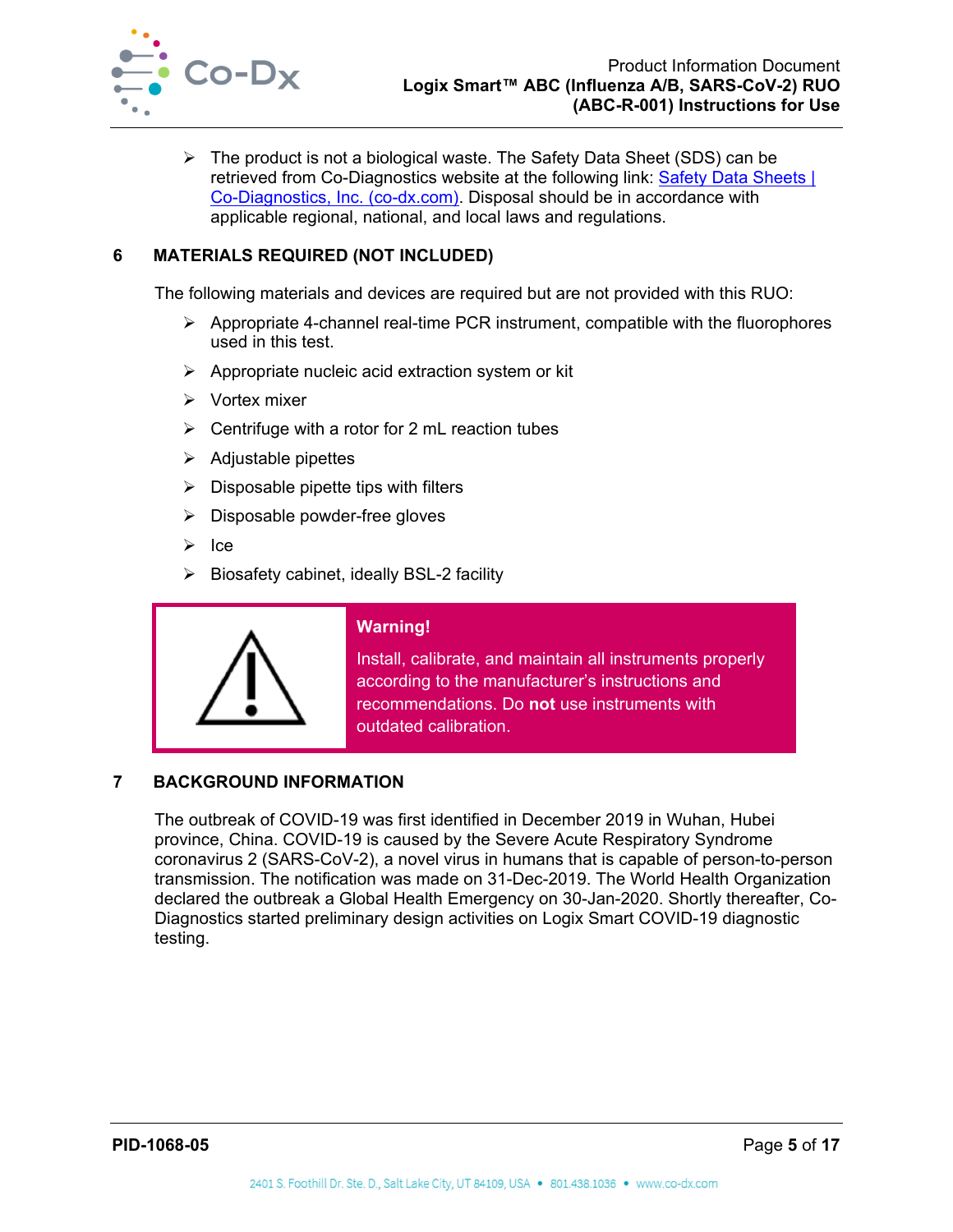- The product is not a biological waste. The Safety Data Sheet (SDS) can be retrieved from Co-Diagnostics website at the following link: [Safety Data Sheets | Co-Diagnostics, Inc. (co-dx.com)](). Disposal should be in accordance with applicable regional, national, and local laws and regulations.

## 6 MATERIALS REQUIRED (NOT INCLUDED)

The following materials and devices are required but are not provided with this RUO:

- Appropriate 4-channel real-time PCR instrument, compatible with the fluorophores used in this test.
- Appropriate nucleic acid extraction system or kit
- Vortex mixer
- Centrifuge with a rotor for 2 mL reaction tubes
- Adjustable pipettes
- Disposable pipette tips with filters
- Disposable powder-free gloves
- Ice
- Biosafety cabinet, ideally BSL-2 facility

> **Warning!**
>
> Install, calibrate, and maintain all instruments properly according to the manufacturer's instructions and recommendations. Do **not** use instruments with outdated calibration.

## 7 BACKGROUND INFORMATION

The outbreak of COVID-19 was first identified in December 2019 in Wuhan, Hubei province, China. COVID-19 is caused by the Severe Acute Respiratory Syndrome coronavirus 2 (SARS-CoV-2), a novel virus in humans that is capable of person-to-person transmission. The notification was made on 31-Dec-2019. The World Health Organization declared the outbreak a Global Health Emergency on 30-Jan-2020. Shortly thereafter, Co-Diagnostics started preliminary design activities on Logix Smart COVID-19 diagnostic testing.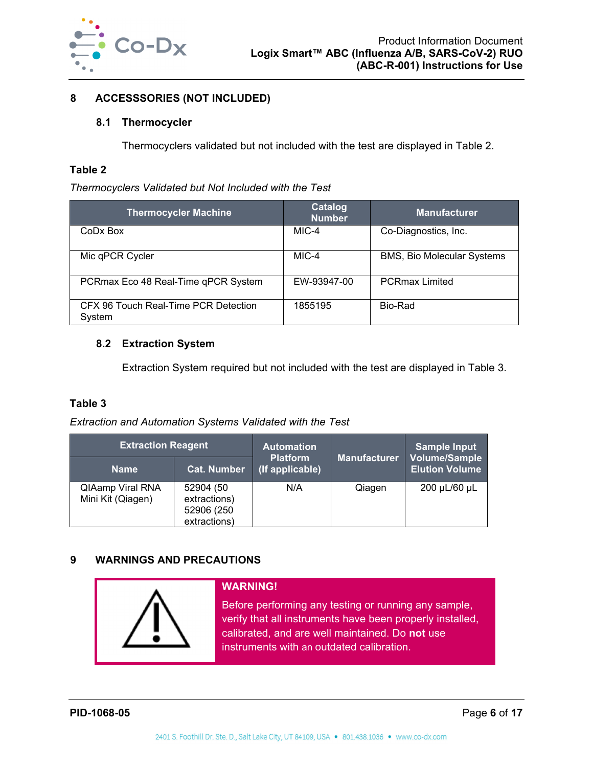## 8 ACCESSSORIES (NOT INCLUDED)

### 8.1 Thermocycler

Thermocyclers validated but not included with the test are displayed in Table 2.

**Table 2**

*Thermocyclers Validated but Not Included with the Test*

| Thermocycler Machine | Catalog Number | Manufacturer |
|---|---|---|
| CoDx Box | MIC-4 | Co-Diagnostics, Inc. |
| Mic qPCR Cycler | MIC-4 | BMS, Bio Molecular Systems |
| PCRmax Eco 48 Real-Time qPCR System | EW-93947-00 | PCRmax Limited |
| CFX 96 Touch Real-Time PCR Detection System | 1855195 | Bio-Rad |

### 8.2 Extraction System

Extraction System required but not included with the test are displayed in Table 3.

**Table 3**

*Extraction and Automation Systems Validated with the Test*

| Extraction Reagent | | Automation Platform (If applicable) | Manufacturer | Sample Input Volume/Sample Elution Volume |
|---|---|---|---|---|
| Name | Cat. Number | | | |
| QIAamp Viral RNA Mini Kit (Qiagen) | 52904 (50 extractions) 52906 (250 extractions) | N/A | Qiagen | 200 µL/60 µL |

## 9 WARNINGS AND PRECAUTIONS

**WARNING!**

Before performing any testing or running any sample, verify that all instruments have been properly installed, calibrated, and are well maintained. Do **not** use instruments with an outdated calibration.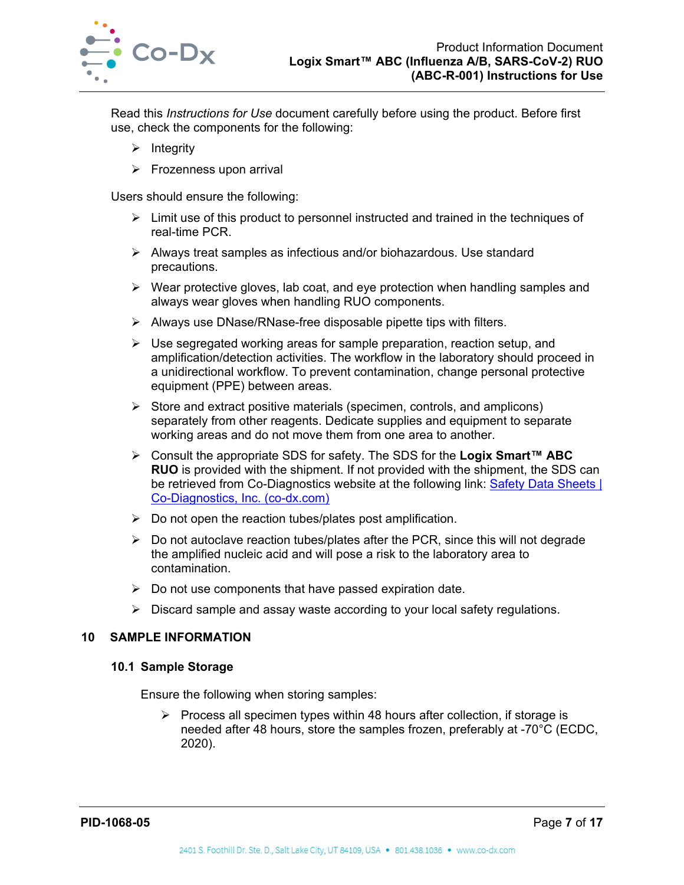Read this *Instructions for Use* document carefully before using the product. Before first use, check the components for the following:

- Integrity
- Frozenness upon arrival

Users should ensure the following:

- Limit use of this product to personnel instructed and trained in the techniques of real-time PCR.
- Always treat samples as infectious and/or biohazardous. Use standard precautions.
- Wear protective gloves, lab coat, and eye protection when handling samples and always wear gloves when handling RUO components.
- Always use DNase/RNase-free disposable pipette tips with filters.
- Use segregated working areas for sample preparation, reaction setup, and amplification/detection activities. The workflow in the laboratory should proceed in a unidirectional workflow. To prevent contamination, change personal protective equipment (PPE) between areas.
- Store and extract positive materials (specimen, controls, and amplicons) separately from other reagents. Dedicate supplies and equipment to separate working areas and do not move them from one area to another.
- Consult the appropriate SDS for safety. The SDS for the **Logix Smart™ ABC RUO** is provided with the shipment. If not provided with the shipment, the SDS can be retrieved from Co-Diagnostics website at the following link: [Safety Data Sheets | Co-Diagnostics, Inc. (co-dx.com)]
- Do not open the reaction tubes/plates post amplification.
- Do not autoclave reaction tubes/plates after the PCR, since this will not degrade the amplified nucleic acid and will pose a risk to the laboratory area to contamination.
- Do not use components that have passed expiration date.
- Discard sample and assay waste according to your local safety regulations.

## 10 SAMPLE INFORMATION

### 10.1 Sample Storage

Ensure the following when storing samples:

- Process all specimen types within 48 hours after collection, if storage is needed after 48 hours, store the samples frozen, preferably at -70°C (ECDC, 2020).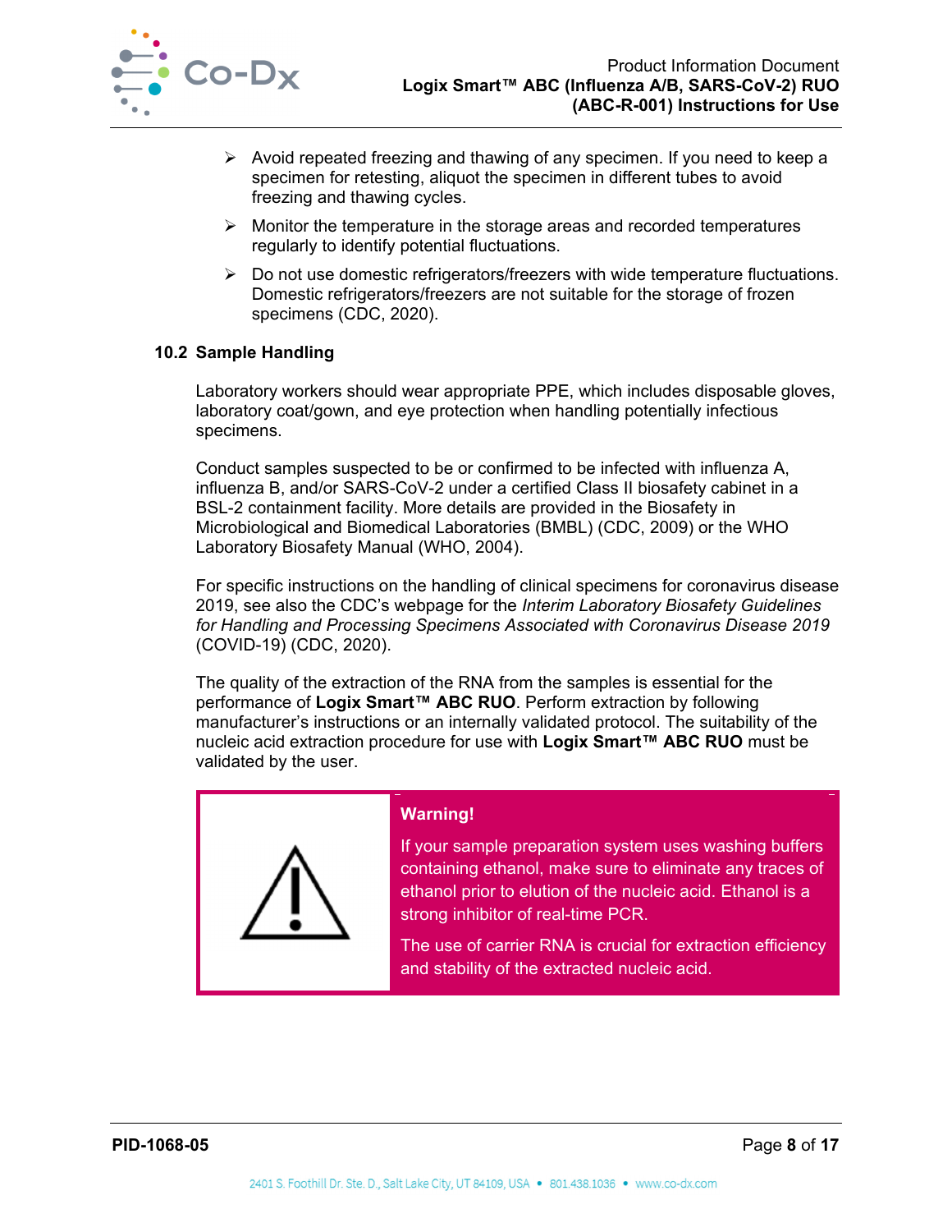- Avoid repeated freezing and thawing of any specimen. If you need to keep a specimen for retesting, aliquot the specimen in different tubes to avoid freezing and thawing cycles.
- Monitor the temperature in the storage areas and recorded temperatures regularly to identify potential fluctuations.
- Do not use domestic refrigerators/freezers with wide temperature fluctuations. Domestic refrigerators/freezers are not suitable for the storage of frozen specimens (CDC, 2020).

### 10.2 Sample Handling

Laboratory workers should wear appropriate PPE, which includes disposable gloves, laboratory coat/gown, and eye protection when handling potentially infectious specimens.

Conduct samples suspected to be or confirmed to be infected with influenza A, influenza B, and/or SARS-CoV-2 under a certified Class II biosafety cabinet in a BSL-2 containment facility. More details are provided in the Biosafety in Microbiological and Biomedical Laboratories (BMBL) (CDC, 2009) or the WHO Laboratory Biosafety Manual (WHO, 2004).

For specific instructions on the handling of clinical specimens for coronavirus disease 2019, see also the CDC's webpage for the *Interim Laboratory Biosafety Guidelines for Handling and Processing Specimens Associated with Coronavirus Disease 2019* (COVID-19) (CDC, 2020).

The quality of the extraction of the RNA from the samples is essential for the performance of **Logix Smart™ ABC RUO**. Perform extraction by following manufacturer's instructions or an internally validated protocol. The suitability of the nucleic acid extraction procedure for use with **Logix Smart™ ABC RUO** must be validated by the user.

**Warning!**

If your sample preparation system uses washing buffers containing ethanol, make sure to eliminate any traces of ethanol prior to elution of the nucleic acid. Ethanol is a strong inhibitor of real-time PCR.

The use of carrier RNA is crucial for extraction efficiency and stability of the extracted nucleic acid.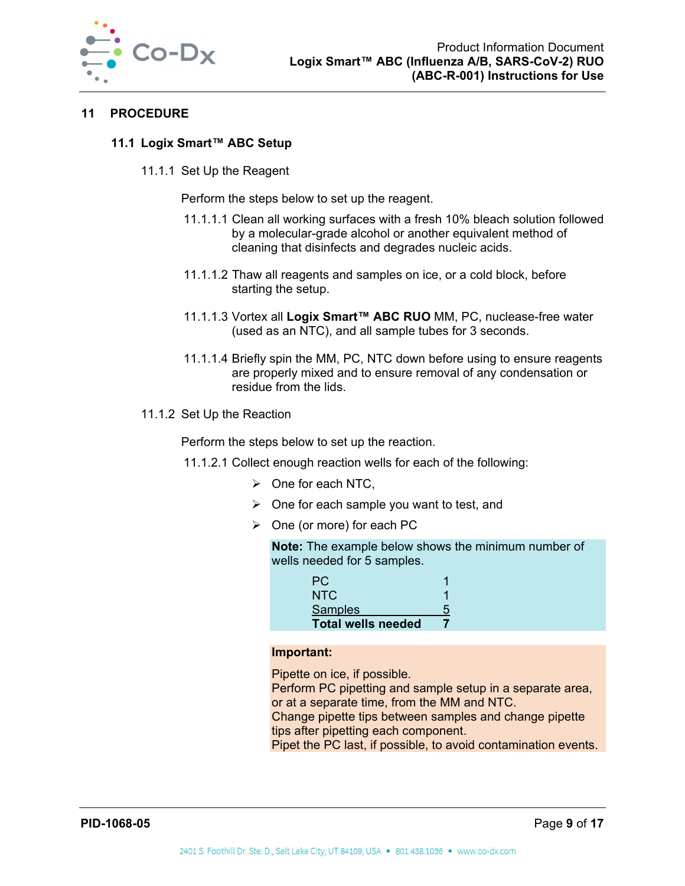# 11 PROCEDURE

## 11.1 Logix Smart™ ABC Setup

### 11.1.1 Set Up the Reagent

Perform the steps below to set up the reagent.

11.1.1.1 Clean all working surfaces with a fresh 10% bleach solution followed by a molecular-grade alcohol or another equivalent method of cleaning that disinfects and degrades nucleic acids.

11.1.1.2 Thaw all reagents and samples on ice, or a cold block, before starting the setup.

11.1.1.3 Vortex all **Logix Smart™ ABC RUO** MM, PC, nuclease-free water (used as an NTC), and all sample tubes for 3 seconds.

11.1.1.4 Briefly spin the MM, PC, NTC down before using to ensure reagents are properly mixed and to ensure removal of any condensation or residue from the lids.

### 11.1.2 Set Up the Reaction

Perform the steps below to set up the reaction.

11.1.2.1 Collect enough reaction wells for each of the following:

- One for each NTC,
- One for each sample you want to test, and
- One (or more) for each PC

**Note:** The example below shows the minimum number of wells needed for 5 samples.

| | |
|---|---|
| PC | 1 |
| NTC | 1 |
| Samples | 5 |
| **Total wells needed** | **7** |

**Important:**

Pipette on ice, if possible.
Perform PC pipetting and sample setup in a separate area, or at a separate time, from the MM and NTC.
Change pipette tips between samples and change pipette tips after pipetting each component.
Pipet the PC last, if possible, to avoid contamination events.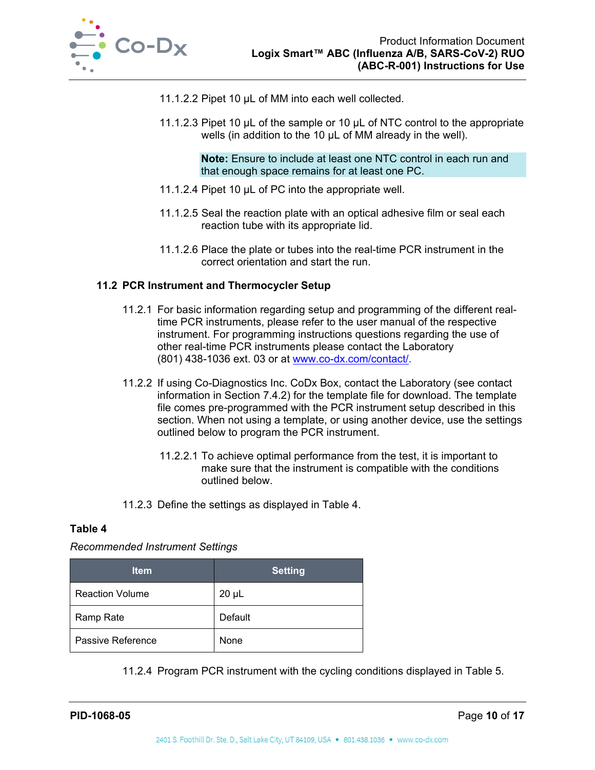11.1.2.2 Pipet 10 µL of MM into each well collected.

11.1.2.3 Pipet 10 µL of the sample or 10 µL of NTC control to the appropriate wells (in addition to the 10 µL of MM already in the well).

> **Note:** Ensure to include at least one NTC control in each run and that enough space remains for at least one PC.

11.1.2.4 Pipet 10 µL of PC into the appropriate well.

11.1.2.5 Seal the reaction plate with an optical adhesive film or seal each reaction tube with its appropriate lid.

11.1.2.6 Place the plate or tubes into the real-time PCR instrument in the correct orientation and start the run.

### 11.2 PCR Instrument and Thermocycler Setup

11.2.1 For basic information regarding setup and programming of the different real-time PCR instruments, please refer to the user manual of the respective instrument. For programming instructions questions regarding the use of other real-time PCR instruments please contact the Laboratory (801) 438-1036 ext. 03 or at www.co-dx.com/contact/.

11.2.2 If using Co-Diagnostics Inc. CoDx Box, contact the Laboratory (see contact information in Section 7.4.2) for the template file for download. The template file comes pre-programmed with the PCR instrument setup described in this section. When not using a template, or using another device, use the settings outlined below to program the PCR instrument.

11.2.2.1 To achieve optimal performance from the test, it is important to make sure that the instrument is compatible with the conditions outlined below.

11.2.3 Define the settings as displayed in Table 4.

**Table 4**

*Recommended Instrument Settings*

| Item | Setting |
|---|---|
| Reaction Volume | 20 µL |
| Ramp Rate | Default |
| Passive Reference | None |

11.2.4 Program PCR instrument with the cycling conditions displayed in Table 5.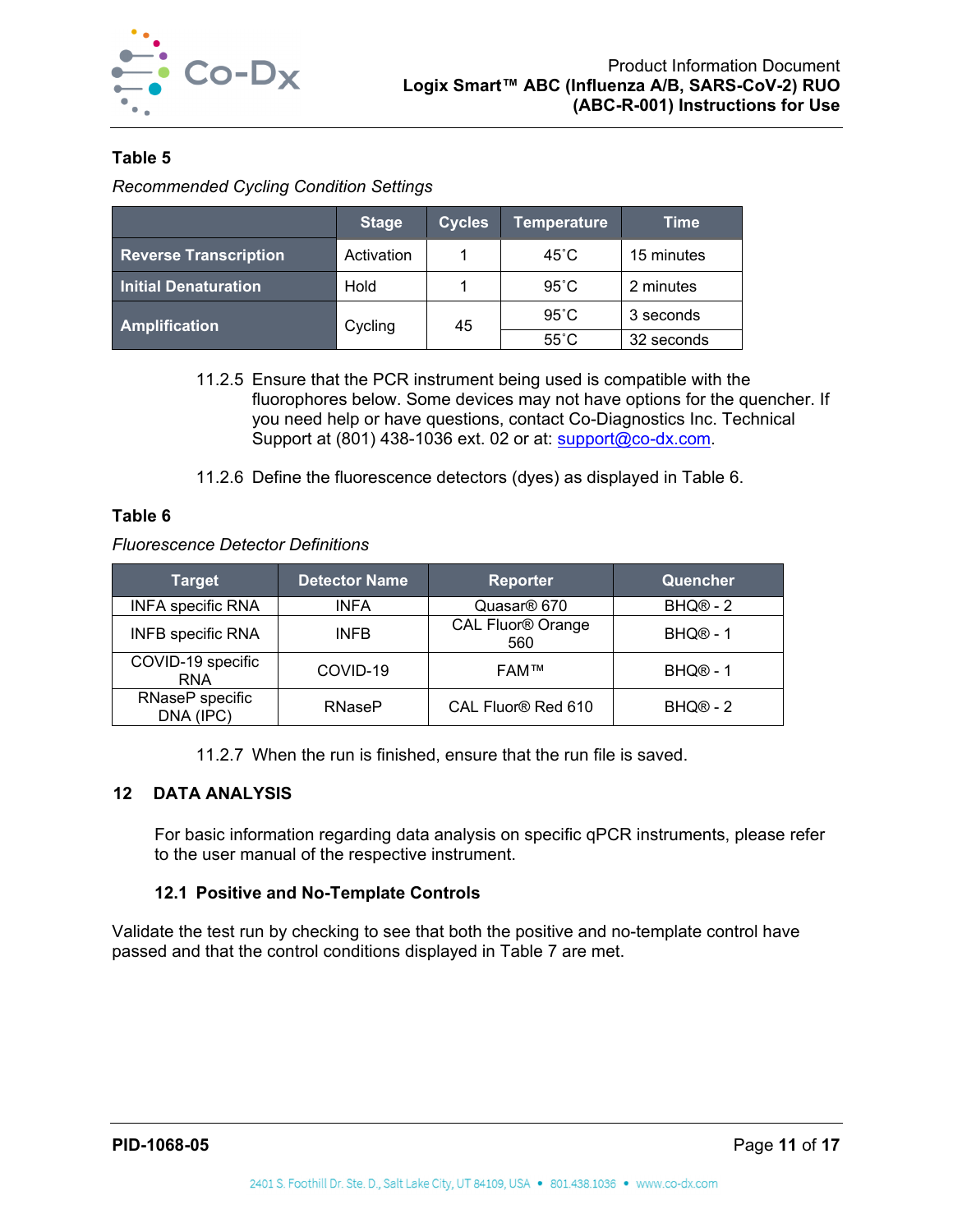**Table 5**

*Recommended Cycling Condition Settings*

| | Stage | Cycles | Temperature | Time |
|---|---|---|---|---|
| **Reverse Transcription** | Activation | 1 | 45˚C | 15 minutes |
| **Initial Denaturation** | Hold | 1 | 95˚C | 2 minutes |
| **Amplification** | Cycling | 45 | 95˚C | 3 seconds |
| | | | 55˚C | 32 seconds |

11.2.5 Ensure that the PCR instrument being used is compatible with the fluorophores below. Some devices may not have options for the quencher. If you need help or have questions, contact Co-Diagnostics Inc. Technical Support at (801) 438-1036 ext. 02 or at: support@co-dx.com.

11.2.6 Define the fluorescence detectors (dyes) as displayed in Table 6.

**Table 6**

*Fluorescence Detector Definitions*

| Target | Detector Name | Reporter | Quencher |
|---|---|---|---|
| INFA specific RNA | INFA | Quasar® 670 | BHQ® - 2 |
| INFB specific RNA | INFB | CAL Fluor® Orange 560 | BHQ® - 1 |
| COVID-19 specific RNA | COVID-19 | FAM™ | BHQ® - 1 |
| RNaseP specific DNA (IPC) | RNaseP | CAL Fluor® Red 610 | BHQ® - 2 |

11.2.7 When the run is finished, ensure that the run file is saved.

## 12 DATA ANALYSIS

For basic information regarding data analysis on specific qPCR instruments, please refer to the user manual of the respective instrument.

### 12.1 Positive and No-Template Controls

Validate the test run by checking to see that both the positive and no-template control have passed and that the control conditions displayed in Table 7 are met.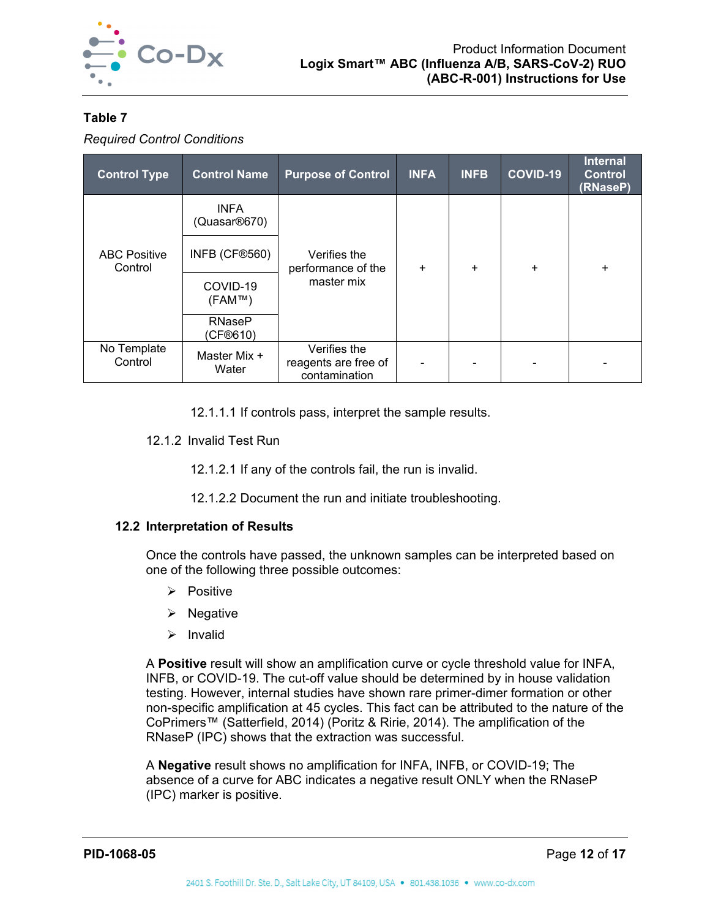**Table 7**

*Required Control Conditions*

| Control Type | Control Name | Purpose of Control | INFA | INFB | COVID-19 | Internal Control (RNaseP) |
|---|---|---|---|---|---|---|
| ABC Positive Control | INFA (Quasar®670)<br>INFB (CF®560)<br>COVID-19 (FAM™)<br>RNaseP (CF®610) | Verifies the performance of the master mix | + | + | + | + |
| No Template Control | Master Mix + Water | Verifies the reagents are free of contamination | - | - | - | - |

12.1.1.1 If controls pass, interpret the sample results.

12.1.2 Invalid Test Run

12.1.2.1 If any of the controls fail, the run is invalid.

12.1.2.2 Document the run and initiate troubleshooting.

### 12.2 Interpretation of Results

Once the controls have passed, the unknown samples can be interpreted based on one of the following three possible outcomes:

- Positive
- Negative
- Invalid

A **Positive** result will show an amplification curve or cycle threshold value for INFA, INFB, or COVID-19. The cut-off value should be determined by in house validation testing. However, internal studies have shown rare primer-dimer formation or other non-specific amplification at 45 cycles. This fact can be attributed to the nature of the CoPrimers™ (Satterfield, 2014) (Poritz & Ririe, 2014). The amplification of the RNaseP (IPC) shows that the extraction was successful.

A **Negative** result shows no amplification for INFA, INFB, or COVID-19; The absence of a curve for ABC indicates a negative result ONLY when the RNaseP (IPC) marker is positive.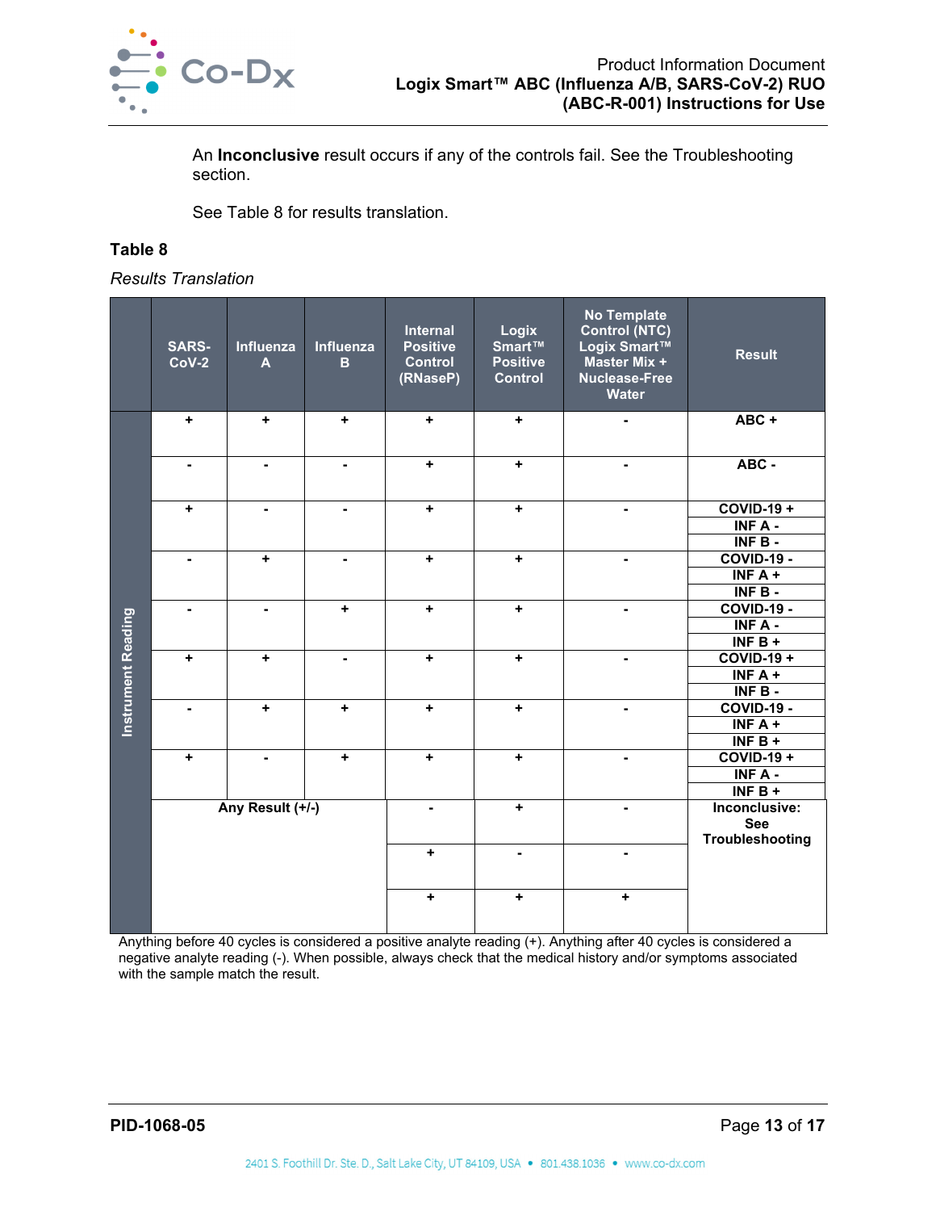An **Inconclusive** result occurs if any of the controls fail. See the Troubleshooting section.

See Table 8 for results translation.

**Table 8**

*Results Translation*

| | SARS-CoV-2 | Influenza A | Influenza B | Internal Positive Control (RNaseP) | Logix Smart™ Positive Control | No Template Control (NTC) Logix Smart™ Master Mix + Nuclease-Free Water | Result |
|---|---|---|---|---|---|---|---|
| Instrument Reading | + | + | + | + | + | - | ABC + |
| | - | - | - | + | + | - | ABC - |
| | + | - | - | + | + | - | COVID-19 + INF A - INF B - |
| | - | + | - | + | + | - | COVID-19 - INF A + INF B - |
| | - | - | + | + | + | - | COVID-19 - INF A - INF B + |
| | + | + | - | + | + | - | COVID-19 + INF A + INF B - |
| | - | + | + | + | + | - | COVID-19 - INF A + INF B + |
| | + | - | + | + | + | - | COVID-19 + INF A - INF B + |
| | Any Result (+/-) | | | - | + | - | Inconclusive: See Troubleshooting |
| | | | | + | - | - | |
| | | | | + | + | + | |

Anything before 40 cycles is considered a positive analyte reading (+). Anything after 40 cycles is considered a negative analyte reading (-). When possible, always check that the medical history and/or symptoms associated with the sample match the result.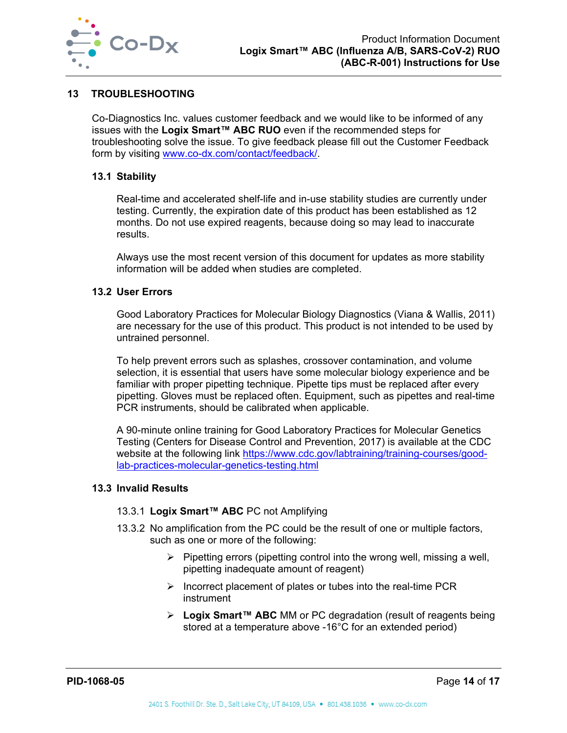## 13 TROUBLESHOOTING

Co-Diagnostics Inc. values customer feedback and we would like to be informed of any issues with the **Logix Smart™ ABC RUO** even if the recommended steps for troubleshooting solve the issue. To give feedback please fill out the Customer Feedback form by visiting www.co-dx.com/contact/feedback/.

### 13.1 Stability

Real-time and accelerated shelf-life and in-use stability studies are currently under testing. Currently, the expiration date of this product has been established as 12 months. Do not use expired reagents, because doing so may lead to inaccurate results.

Always use the most recent version of this document for updates as more stability information will be added when studies are completed.

### 13.2 User Errors

Good Laboratory Practices for Molecular Biology Diagnostics (Viana & Wallis, 2011) are necessary for the use of this product. This product is not intended to be used by untrained personnel.

To help prevent errors such as splashes, crossover contamination, and volume selection, it is essential that users have some molecular biology experience and be familiar with proper pipetting technique. Pipette tips must be replaced after every pipetting. Gloves must be replaced often. Equipment, such as pipettes and real-time PCR instruments, should be calibrated when applicable.

A 90-minute online training for Good Laboratory Practices for Molecular Genetics Testing (Centers for Disease Control and Prevention, 2017) is available at the CDC website at the following link https://www.cdc.gov/labtraining/training-courses/good-lab-practices-molecular-genetics-testing.html

### 13.3 Invalid Results

13.3.1 **Logix Smart™ ABC** PC not Amplifying

13.3.2 No amplification from the PC could be the result of one or multiple factors, such as one or more of the following:

- Pipetting errors (pipetting control into the wrong well, missing a well, pipetting inadequate amount of reagent)
- Incorrect placement of plates or tubes into the real-time PCR instrument
- **Logix Smart™ ABC** MM or PC degradation (result of reagents being stored at a temperature above -16°C for an extended period)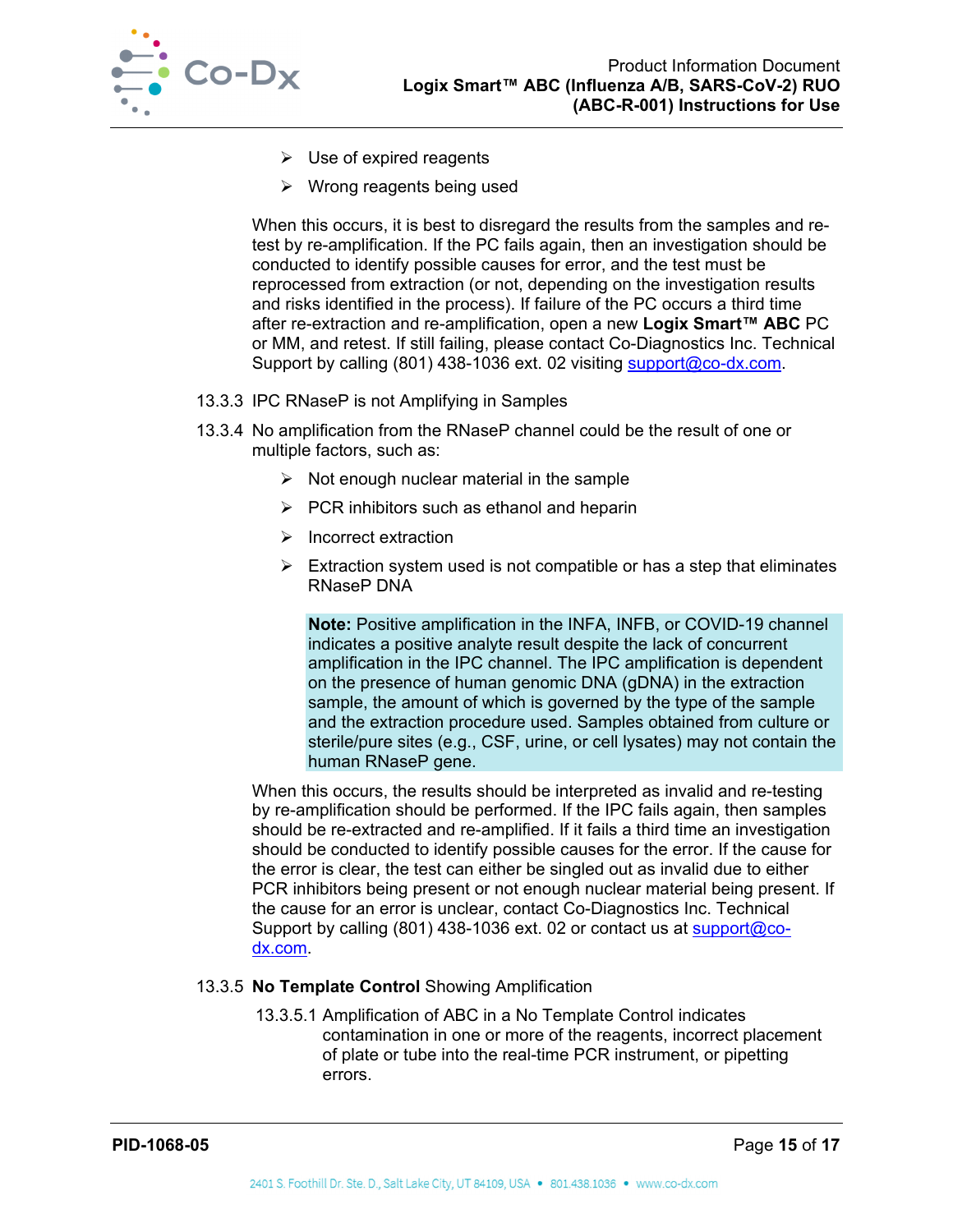- Use of expired reagents
- Wrong reagents being used

When this occurs, it is best to disregard the results from the samples and re-test by re-amplification. If the PC fails again, then an investigation should be conducted to identify possible causes for error, and the test must be reprocessed from extraction (or not, depending on the investigation results and risks identified in the process). If failure of the PC occurs a third time after re-extraction and re-amplification, open a new **Logix Smart™ ABC** PC or MM, and retest. If still failing, please contact Co-Diagnostics Inc. Technical Support by calling (801) 438-1036 ext. 02 visiting support@co-dx.com.

13.3.3 IPC RNaseP is not Amplifying in Samples

13.3.4 No amplification from the RNaseP channel could be the result of one or multiple factors, such as:

- Not enough nuclear material in the sample
- PCR inhibitors such as ethanol and heparin
- Incorrect extraction
- Extraction system used is not compatible or has a step that eliminates RNaseP DNA

> **Note:** Positive amplification in the INFA, INFB, or COVID-19 channel indicates a positive analyte result despite the lack of concurrent amplification in the IPC channel. The IPC amplification is dependent on the presence of human genomic DNA (gDNA) in the extraction sample, the amount of which is governed by the type of the sample and the extraction procedure used. Samples obtained from culture or sterile/pure sites (e.g., CSF, urine, or cell lysates) may not contain the human RNaseP gene.

When this occurs, the results should be interpreted as invalid and re-testing by re-amplification should be performed. If the IPC fails again, then samples should be re-extracted and re-amplified. If it fails a third time an investigation should be conducted to identify possible causes for the error. If the cause for the error is clear, the test can either be singled out as invalid due to either PCR inhibitors being present or not enough nuclear material being present. If the cause for an error is unclear, contact Co-Diagnostics Inc. Technical Support by calling (801) 438-1036 ext. 02 or contact us at support@co-dx.com.

13.3.5 **No Template Control** Showing Amplification

13.3.5.1 Amplification of ABC in a No Template Control indicates contamination in one or more of the reagents, incorrect placement of plate or tube into the real-time PCR instrument, or pipetting errors.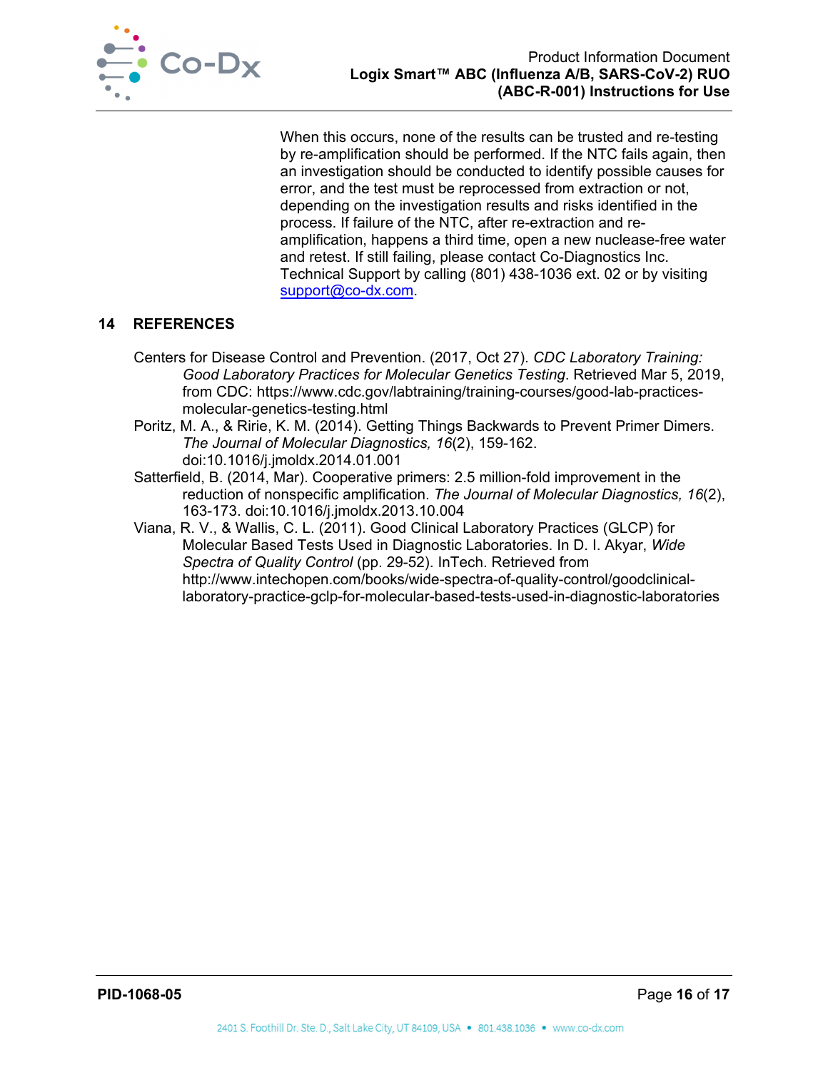When this occurs, none of the results can be trusted and re-testing by re-amplification should be performed. If the NTC fails again, then an investigation should be conducted to identify possible causes for error, and the test must be reprocessed from extraction or not, depending on the investigation results and risks identified in the process. If failure of the NTC, after re-extraction and re-amplification, happens a third time, open a new nuclease-free water and retest. If still failing, please contact Co-Diagnostics Inc. Technical Support by calling (801) 438-1036 ext. 02 or by visiting support@co-dx.com.

## 14 REFERENCES

Centers for Disease Control and Prevention. (2017, Oct 27). *CDC Laboratory Training: Good Laboratory Practices for Molecular Genetics Testing*. Retrieved Mar 5, 2019, from CDC: https://www.cdc.gov/labtraining/training-courses/good-lab-practices-molecular-genetics-testing.html

Poritz, M. A., & Ririe, K. M. (2014). Getting Things Backwards to Prevent Primer Dimers. *The Journal of Molecular Diagnostics, 16*(2), 159-162. doi:10.1016/j.jmoldx.2014.01.001

Satterfield, B. (2014, Mar). Cooperative primers: 2.5 million-fold improvement in the reduction of nonspecific amplification. *The Journal of Molecular Diagnostics, 16*(2), 163-173. doi:10.1016/j.jmoldx.2013.10.004

Viana, R. V., & Wallis, C. L. (2011). Good Clinical Laboratory Practices (GLCP) for Molecular Based Tests Used in Diagnostic Laboratories. In D. I. Akyar, *Wide Spectra of Quality Control* (pp. 29-52). InTech. Retrieved from http://www.intechopen.com/books/wide-spectra-of-quality-control/goodclinical-laboratory-practice-gclp-for-molecular-based-tests-used-in-diagnostic-laboratories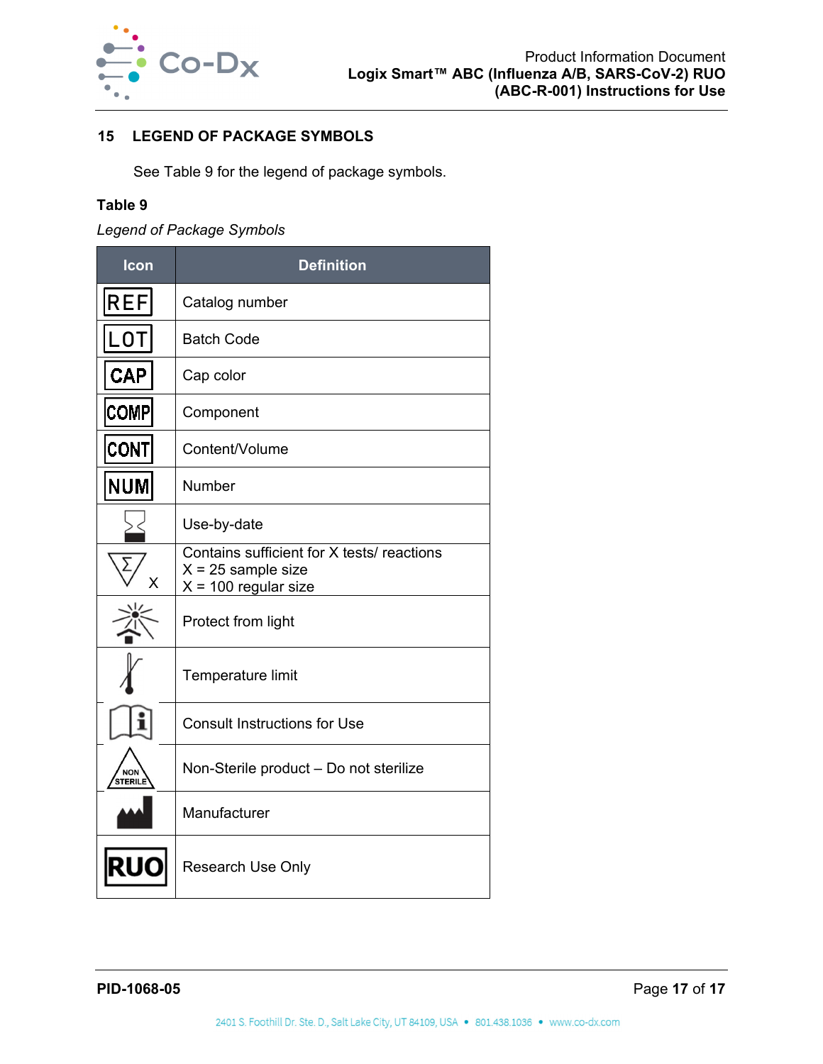## 15 LEGEND OF PACKAGE SYMBOLS

See Table 9 for the legend of package symbols.

**Table 9**

*Legend of Package Symbols*

| Icon | Definition |
|---|---|
| REF | Catalog number |
| LOT | Batch Code |
| CAP | Cap color |
| COMP | Component |
| CONT | Content/Volume |
| NUM | Number |
| | Use-by-date |
| X | Contains sufficient for X tests/ reactions<br>X = 25 sample size<br>X = 100 regular size |
| | Protect from light |
| | Temperature limit |
| | Consult Instructions for Use |
| NON STERILE | Non-Sterile product – Do not sterilize |
| | Manufacturer |
| RUO | Research Use Only |